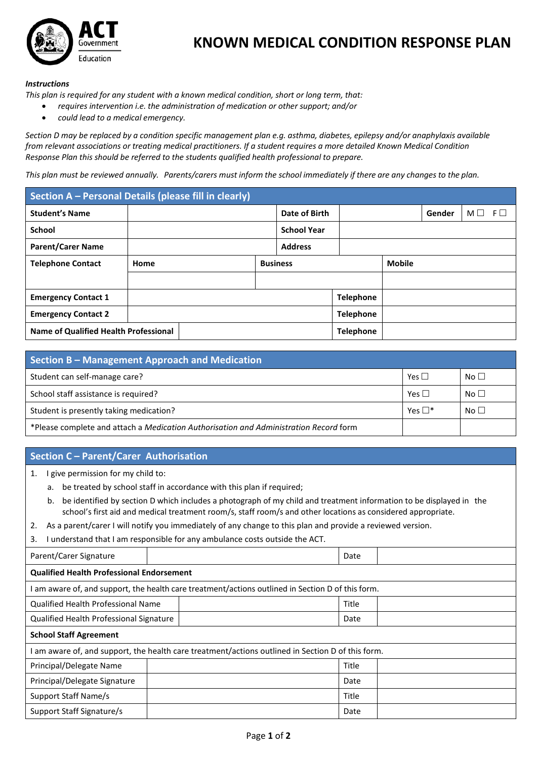ACT Government Education

# KNOWN MEDICAL CONDITION RESPONSE PLAN

***Instructions***

*This plan is required for any student with a known medical condition, short or long term, that:*

- *requires intervention i.e. the administration of medication or other support; and/or*
- *could lead to a medical emergency.*

*Section D may be replaced by a condition specific management plan e.g. asthma, diabetes, epilepsy and/or anaphylaxis available from relevant associations or treating medical practitioners. If a student requires a more detailed Known Medical Condition Response Plan this should be referred to the students qualified health professional to prepare.*

*This plan must be reviewed annually. Parents/carers must inform the school immediately if there are any changes to the plan.*

## Section A – Personal Details (please fill in clearly)

| **Student's Name** | | **Date of Birth** | | **Gender** | M ☐ F ☐ |
|---|---|---|---|---|---|
| **School** | | **School Year** | | | |
| **Parent/Carer Name** | | **Address** | | | |

| **Telephone Contact** | **Home** | **Business** | **Mobile** |
|---|---|---|---|
| | | | |

| **Emergency Contact 1** | | **Telephone** | |
|---|---|---|---|
| **Emergency Contact 2** | | **Telephone** | |
| **Name of Qualified Health Professional** | | **Telephone** | |

## Section B – Management Approach and Medication

| | | |
|---|---|---|
| Student can self-manage care? | Yes ☐ | No ☐ |
| School staff assistance is required? | Yes ☐ | No ☐ |
| Student is presently taking medication? | Yes ☐* | No ☐ |
| *Please complete and attach a *Medication Authorisation and Administration Record* form | | |

## Section C – Parent/Carer Authorisation

1. I give permission for my child to:
   a. be treated by school staff in accordance with this plan if required;
   b. be identified by section D which includes a photograph of my child and treatment information to be displayed in the school's first aid and medical treatment room/s, staff room/s and other locations as considered appropriate.
2. As a parent/carer I will notify you immediately of any change to this plan and provide a reviewed version.
3. I understand that I am responsible for any ambulance costs outside the ACT.

| Parent/Carer Signature | | Date | |
|---|---|---|---|

**Qualified Health Professional Endorsement**

I am aware of, and support, the health care treatment/actions outlined in Section D of this form.

| Qualified Health Professional Name | | Title | |
|---|---|---|---|
| Qualified Health Professional Signature | | Date | |

**School Staff Agreement**

I am aware of, and support, the health care treatment/actions outlined in Section D of this form.

| Principal/Delegate Name | | Title | |
|---|---|---|---|
| Principal/Delegate Signature | | Date | |
| Support Staff Name/s | | Title | |
| Support Staff Signature/s | | Date | |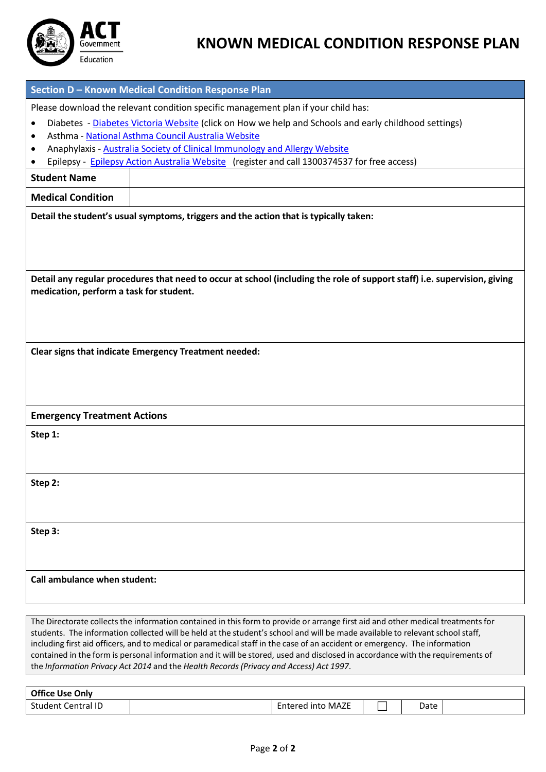ACT Government Education

# KNOWN MEDICAL CONDITION RESPONSE PLAN

## Section D – Known Medical Condition Response Plan

Please download the relevant condition specific management plan if your child has:

- Diabetes - Diabetes Victoria Website (click on How we help and Schools and early childhood settings)
- Asthma - National Asthma Council Australia Website
- Anaphylaxis - Australia Society of Clinical Immunology and Allergy Website
- Epilepsy - Epilepsy Action Australia Website (register and call 1300374537 for free access)

| | |
|---|---|
| **Student Name** | |
| **Medical Condition** | |

**Detail the student's usual symptoms, triggers and the action that is typically taken:**

**Detail any regular procedures that need to occur at school (including the role of support staff) i.e. supervision, giving medication, perform a task for student.**

**Clear signs that indicate Emergency Treatment needed:**

**Emergency Treatment Actions**

**Step 1:**

**Step 2:**

**Step 3:**

**Call ambulance when student:**

The Directorate collects the information contained in this form to provide or arrange first aid and other medical treatments for students. The information collected will be held at the student's school and will be made available to relevant school staff, including first aid officers, and to medical or paramedical staff in the case of an accident or emergency. The information contained in the form is personal information and it will be stored, used and disclosed in accordance with the requirements of the *Information Privacy Act 2014* and the *Health Records (Privacy and Access) Act 1997.*

| **Office Use Only** | | | | | |
|---|---|---|---|---|---|
| Student Central ID | | Entered into MAZE | ☐ | Date | |